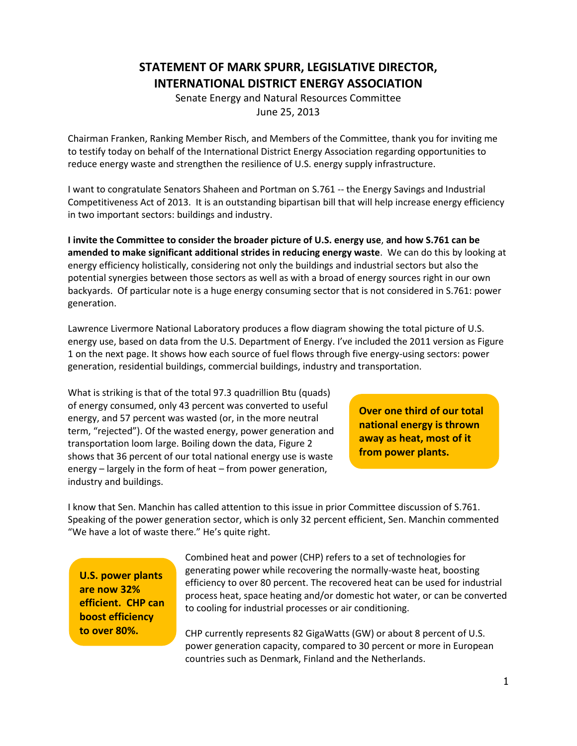# STATEMENT OF MARK SPURR, LEGISLATIVE DIRECTOR, INTERNATIONAL DISTRICT ENERGY ASSOCIATION

Senate Energy and Natural Resources Committee
June 25, 2013

Chairman Franken, Ranking Member Risch, and Members of the Committee, thank you for inviting me to testify today on behalf of the International District Energy Association regarding opportunities to reduce energy waste and strengthen the resilience of U.S. energy supply infrastructure.

I want to congratulate Senators Shaheen and Portman on S.761 -- the Energy Savings and Industrial Competitiveness Act of 2013. It is an outstanding bipartisan bill that will help increase energy efficiency in two important sectors: buildings and industry.

**I invite the Committee to consider the broader picture of U.S. energy use, and how S.761 can be amended to make significant additional strides in reducing energy waste**. We can do this by looking at energy efficiency holistically, considering not only the buildings and industrial sectors but also the potential synergies between those sectors as well as with a broad of energy sources right in our own backyards. Of particular note is a huge energy consuming sector that is not considered in S.761: power generation.

Lawrence Livermore National Laboratory produces a flow diagram showing the total picture of U.S. energy use, based on data from the U.S. Department of Energy. I've included the 2011 version as Figure 1 on the next page. It shows how each source of fuel flows through five energy-using sectors: power generation, residential buildings, commercial buildings, industry and transportation.

What is striking is that of the total 97.3 quadrillion Btu (quads) of energy consumed, only 43 percent was converted to useful energy, and 57 percent was wasted (or, in the more neutral term, "rejected"). Of the wasted energy, power generation and transportation loom large. Boiling down the data, Figure 2 shows that 36 percent of our total national energy use is waste energy – largely in the form of heat – from power generation, industry and buildings.

**Over one third of our total national energy is thrown away as heat, most of it from power plants.**

I know that Sen. Manchin has called attention to this issue in prior Committee discussion of S.761. Speaking of the power generation sector, which is only 32 percent efficient, Sen. Manchin commented "We have a lot of waste there." He's quite right.

**U.S. power plants are now 32% efficient. CHP can boost efficiency to over 80%.**

Combined heat and power (CHP) refers to a set of technologies for generating power while recovering the normally-waste heat, boosting efficiency to over 80 percent. The recovered heat can be used for industrial process heat, space heating and/or domestic hot water, or can be converted to cooling for industrial processes or air conditioning.

CHP currently represents 82 GigaWatts (GW) or about 8 percent of U.S. power generation capacity, compared to 30 percent or more in European countries such as Denmark, Finland and the Netherlands.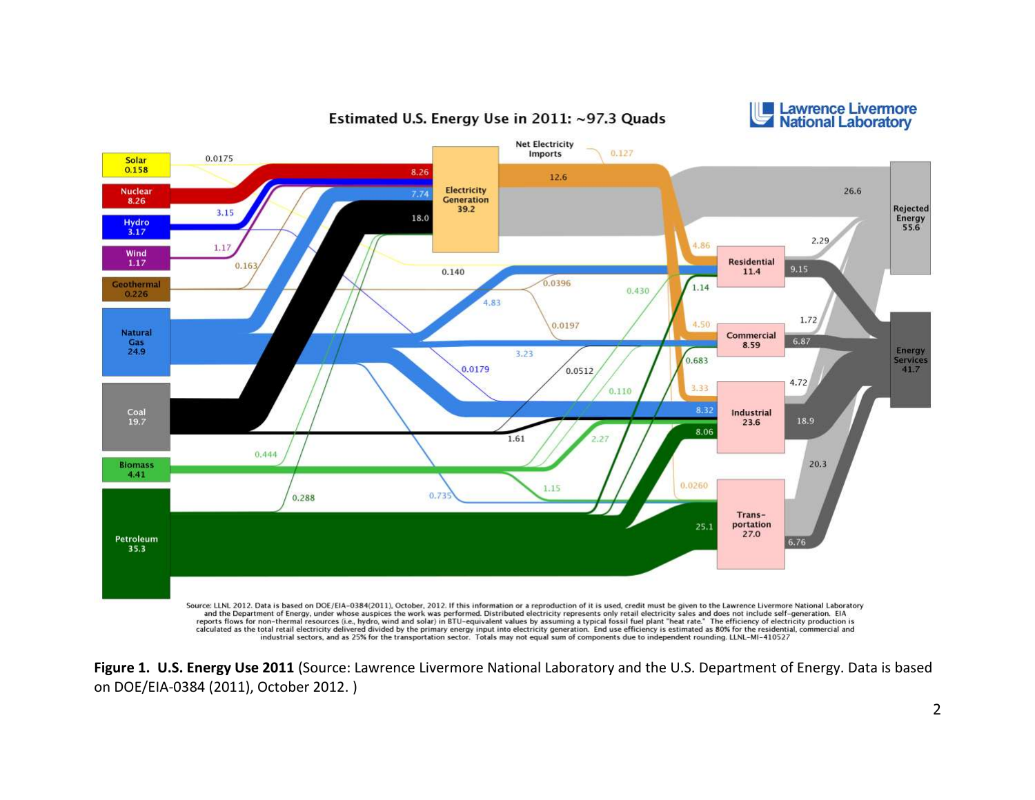**Estimated U.S. Energy Use in 2011: ~97.3 Quads**

Source: LLNL 2012. Data is based on DOE/EIA-0384(2011), October, 2012. If this information or a reproduction of it is used, credit must be given to the Lawrence Livermore National Laboratory and the Department of Energy, under whose auspices the work was performed. Distributed electricity represents only retail electricity sales and does not include self-generation. EIA reports flows for non-thermal resources (i.e., hydro, wind and solar) in BTU-equivalent values by assuming a typical fossil fuel plant "heat rate." The efficiency of electricity production is calculated as the total retail electricity delivered divided by the primary energy input into electricity generation. End use efficiency is estimated as 80% for the residential, commercial and industrial sectors, and as 25% for the transportation sector. Totals may not equal sum of components due to independent rounding. LLNL-MI-410527

**Figure 1. U.S. Energy Use 2011** (Source: Lawrence Livermore National Laboratory and the U.S. Department of Energy. Data is based on DOE/EIA-0384 (2011), October 2012. )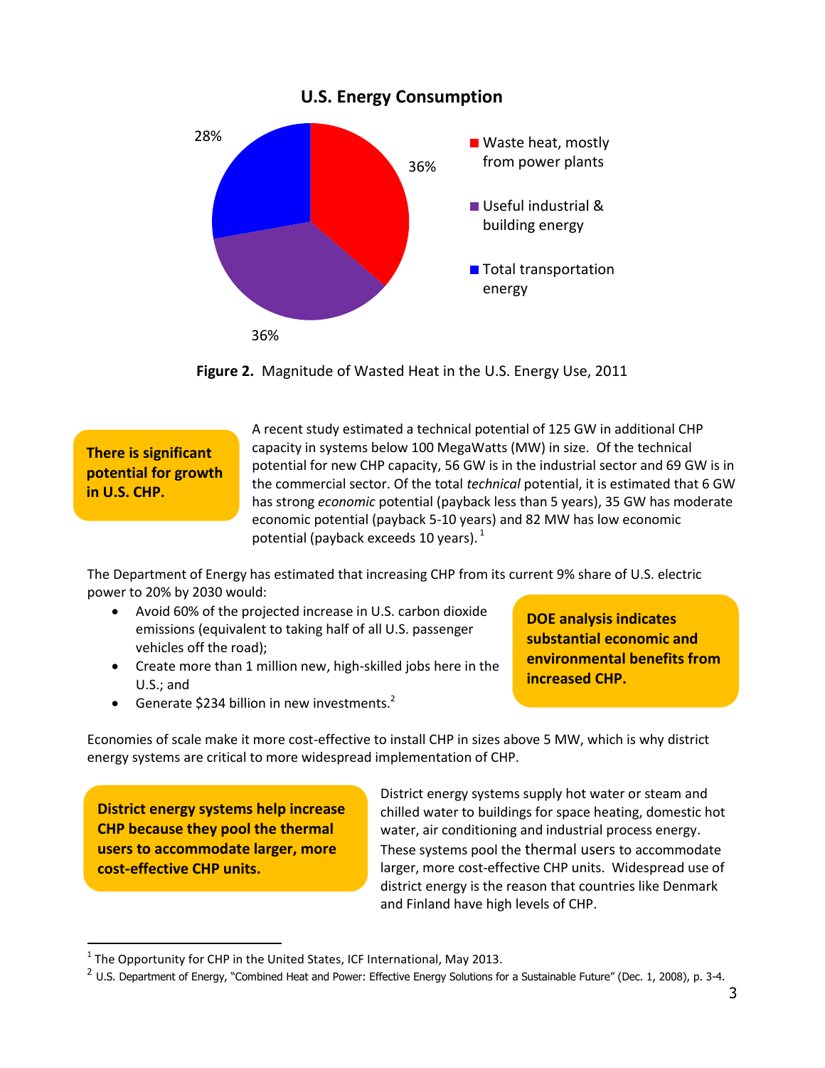**U.S. Energy Consumption**

- Waste heat, mostly from power plants: 36%
- Useful industrial & building energy: 36%
- Total transportation energy: 28%

**Figure 2.** Magnitude of Wasted Heat in the U.S. Energy Use, 2011

**There is significant potential for growth in U.S. CHP.**

A recent study estimated a technical potential of 125 GW in additional CHP capacity in systems below 100 MegaWatts (MW) in size. Of the technical potential for new CHP capacity, 56 GW is in the industrial sector and 69 GW is in the commercial sector. Of the total *technical* potential, it is estimated that 6 GW has strong *economic* potential (payback less than 5 years), 35 GW has moderate economic potential (payback 5-10 years) and 82 MW has low economic potential (payback exceeds 10 years).[1]

The Department of Energy has estimated that increasing CHP from its current 9% share of U.S. electric power to 20% by 2030 would:

- Avoid 60% of the projected increase in U.S. carbon dioxide emissions (equivalent to taking half of all U.S. passenger vehicles off the road);
- Create more than 1 million new, high-skilled jobs here in the U.S.; and
- Generate $234 billion in new investments.[2]

**DOE analysis indicates substantial economic and environmental benefits from increased CHP.**

Economies of scale make it more cost-effective to install CHP in sizes above 5 MW, which is why district energy systems are critical to more widespread implementation of CHP.

**District energy systems help increase CHP because they pool the thermal users to accommodate larger, more cost-effective CHP units.**

District energy systems supply hot water or steam and chilled water to buildings for space heating, domestic hot water, air conditioning and industrial process energy. These systems pool the thermal users to accommodate larger, more cost-effective CHP units. Widespread use of district energy is the reason that countries like Denmark and Finland have high levels of CHP.

---

[1] The Opportunity for CHP in the United States, ICF International, May 2013.

[2] U.S. Department of Energy, "Combined Heat and Power: Effective Energy Solutions for a Sustainable Future" (Dec. 1, 2008), p. 3-4.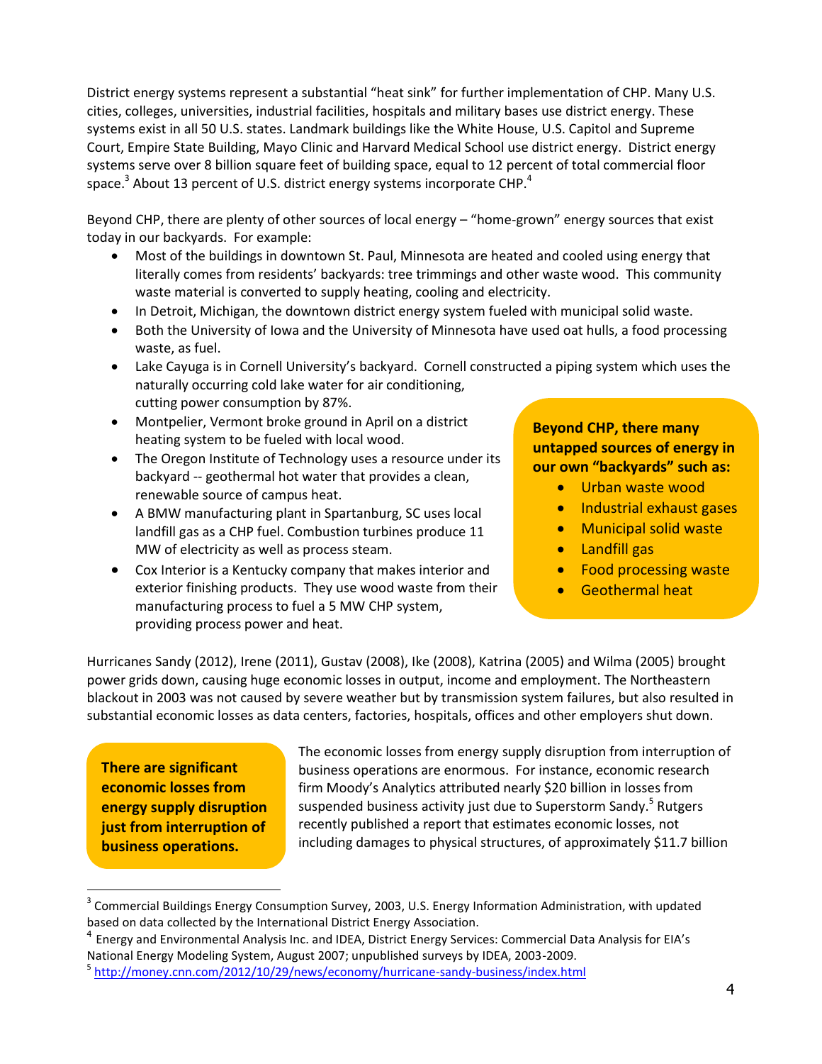District energy systems represent a substantial "heat sink" for further implementation of CHP. Many U.S. cities, colleges, universities, industrial facilities, hospitals and military bases use district energy. These systems exist in all 50 U.S. states. Landmark buildings like the White House, U.S. Capitol and Supreme Court, Empire State Building, Mayo Clinic and Harvard Medical School use district energy. District energy systems serve over 8 billion square feet of building space, equal to 12 percent of total commercial floor space.[3] About 13 percent of U.S. district energy systems incorporate CHP.[4]

Beyond CHP, there are plenty of other sources of local energy – "home-grown" energy sources that exist today in our backyards. For example:

- Most of the buildings in downtown St. Paul, Minnesota are heated and cooled using energy that literally comes from residents' backyards: tree trimmings and other waste wood. This community waste material is converted to supply heating, cooling and electricity.
- In Detroit, Michigan, the downtown district energy system fueled with municipal solid waste.
- Both the University of Iowa and the University of Minnesota have used oat hulls, a food processing waste, as fuel.
- Lake Cayuga is in Cornell University's backyard. Cornell constructed a piping system which uses the naturally occurring cold lake water for air conditioning, cutting power consumption by 87%.
- Montpelier, Vermont broke ground in April on a district heating system to be fueled with local wood.
- The Oregon Institute of Technology uses a resource under its backyard -- geothermal hot water that provides a clean, renewable source of campus heat.
- A BMW manufacturing plant in Spartanburg, SC uses local landfill gas as a CHP fuel. Combustion turbines produce 11 MW of electricity as well as process steam.
- Cox Interior is a Kentucky company that makes interior and exterior finishing products. They use wood waste from their manufacturing process to fuel a 5 MW CHP system, providing process power and heat.

> **Beyond CHP, there many untapped sources of energy in our own "backyards" such as:**
> - Urban waste wood
> - Industrial exhaust gases
> - Municipal solid waste
> - Landfill gas
> - Food processing waste
> - Geothermal heat

Hurricanes Sandy (2012), Irene (2011), Gustav (2008), Ike (2008), Katrina (2005) and Wilma (2005) brought power grids down, causing huge economic losses in output, income and employment. The Northeastern blackout in 2003 was not caused by severe weather but by transmission system failures, but also resulted in substantial economic losses as data centers, factories, hospitals, offices and other employers shut down.

> **There are significant economic losses from energy supply disruption just from interruption of business operations.**

The economic losses from energy supply disruption from interruption of business operations are enormous. For instance, economic research firm Moody's Analytics attributed nearly $20 billion in losses from suspended business activity just due to Superstorm Sandy.[5] Rutgers recently published a report that estimates economic losses, not including damages to physical structures, of approximately $11.7 billion

---

[3] Commercial Buildings Energy Consumption Survey, 2003, U.S. Energy Information Administration, with updated based on data collected by the International District Energy Association.

[4] Energy and Environmental Analysis Inc. and IDEA, District Energy Services: Commercial Data Analysis for EIA's National Energy Modeling System, August 2007; unpublished surveys by IDEA, 2003-2009.

[5] http://money.cnn.com/2012/10/29/news/economy/hurricane-sandy-business/index.html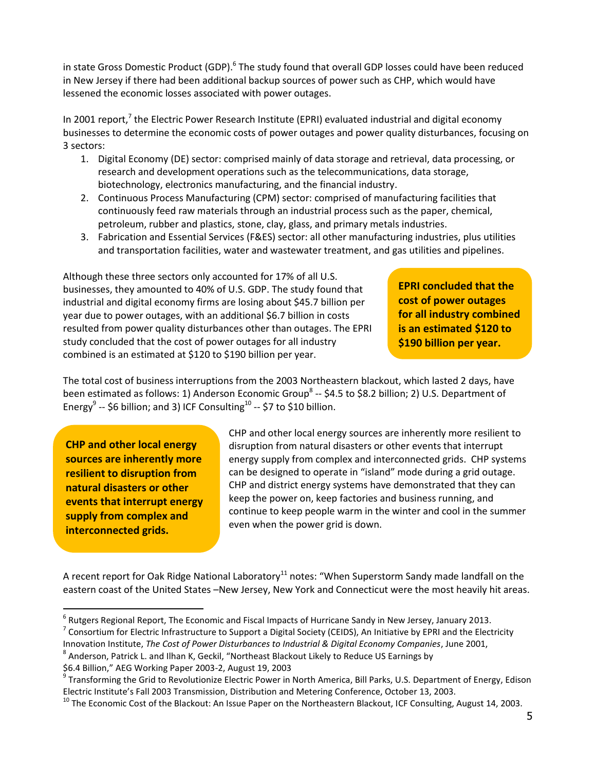in state Gross Domestic Product (GDP).[6] The study found that overall GDP losses could have been reduced in New Jersey if there had been additional backup sources of power such as CHP, which would have lessened the economic losses associated with power outages.

In 2001 report,[7] the Electric Power Research Institute (EPRI) evaluated industrial and digital economy businesses to determine the economic costs of power outages and power quality disturbances, focusing on 3 sectors:

1. Digital Economy (DE) sector: comprised mainly of data storage and retrieval, data processing, or research and development operations such as the telecommunications, data storage, biotechnology, electronics manufacturing, and the financial industry.
2. Continuous Process Manufacturing (CPM) sector: comprised of manufacturing facilities that continuously feed raw materials through an industrial process such as the paper, chemical, petroleum, rubber and plastics, stone, clay, glass, and primary metals industries.
3. Fabrication and Essential Services (F&ES) sector: all other manufacturing industries, plus utilities and transportation facilities, water and wastewater treatment, and gas utilities and pipelines.

Although these three sectors only accounted for 17% of all U.S. businesses, they amounted to 40% of U.S. GDP. The study found that industrial and digital economy firms are losing about $45.7 billion per year due to power outages, with an additional $6.7 billion in costs resulted from power quality disturbances other than outages. The EPRI study concluded that the cost of power outages for all industry combined is an estimated at $120 to $190 billion per year.

**EPRI concluded that the cost of power outages for all industry combined is an estimated $120 to $190 billion per year.**

The total cost of business interruptions from the 2003 Northeastern blackout, which lasted 2 days, have been estimated as follows: 1) Anderson Economic Group[8] -- $4.5 to $8.2 billion; 2) U.S. Department of Energy[9] -- $6 billion; and 3) ICF Consulting[10] -- $7 to $10 billion.

**CHP and other local energy sources are inherently more resilient to disruption from natural disasters or other events that interrupt energy supply from complex and interconnected grids.**

CHP and other local energy sources are inherently more resilient to disruption from natural disasters or other events that interrupt energy supply from complex and interconnected grids. CHP systems can be designed to operate in "island" mode during a grid outage. CHP and district energy systems have demonstrated that they can keep the power on, keep factories and business running, and continue to keep people warm in the winter and cool in the summer even when the power grid is down.

A recent report for Oak Ridge National Laboratory[11] notes: "When Superstorm Sandy made landfall on the eastern coast of the United States –New Jersey, New York and Connecticut were the most heavily hit areas.

---

[6] Rutgers Regional Report, The Economic and Fiscal Impacts of Hurricane Sandy in New Jersey, January 2013.

[7] Consortium for Electric Infrastructure to Support a Digital Society (CEIDS), An Initiative by EPRI and the Electricity Innovation Institute, *The Cost of Power Disturbances to Industrial & Digital Economy Companies*, June 2001,

[8] Anderson, Patrick L. and Ilhan K, Geckil, "Northeast Blackout Likely to Reduce US Earnings by $6.4 Billion," AEG Working Paper 2003-2, August 19, 2003

[9] Transforming the Grid to Revolutionize Electric Power in North America, Bill Parks, U.S. Department of Energy, Edison Electric Institute's Fall 2003 Transmission, Distribution and Metering Conference, October 13, 2003.

[10] The Economic Cost of the Blackout: An Issue Paper on the Northeastern Blackout, ICF Consulting, August 14, 2003.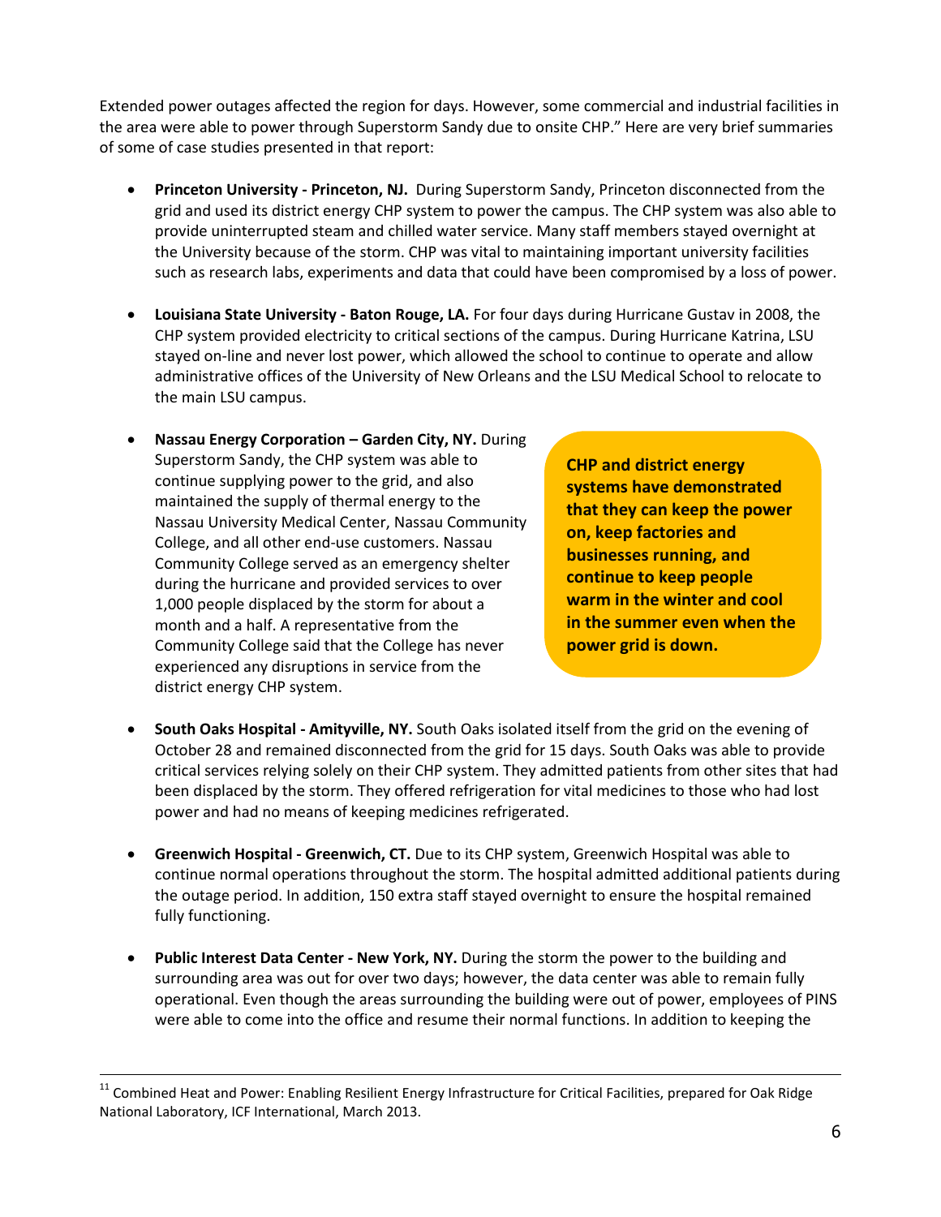Extended power outages affected the region for days. However, some commercial and industrial facilities in the area were able to power through Superstorm Sandy due to onsite CHP." Here are very brief summaries of some of case studies presented in that report:

- **Princeton University - Princeton, NJ.** During Superstorm Sandy, Princeton disconnected from the grid and used its district energy CHP system to power the campus. The CHP system was also able to provide uninterrupted steam and chilled water service. Many staff members stayed overnight at the University because of the storm. CHP was vital to maintaining important university facilities such as research labs, experiments and data that could have been compromised by a loss of power.

- **Louisiana State University - Baton Rouge, LA.** For four days during Hurricane Gustav in 2008, the CHP system provided electricity to critical sections of the campus. During Hurricane Katrina, LSU stayed on-line and never lost power, which allowed the school to continue to operate and allow administrative offices of the University of New Orleans and the LSU Medical School to relocate to the main LSU campus.

- **Nassau Energy Corporation – Garden City, NY.** During Superstorm Sandy, the CHP system was able to continue supplying power to the grid, and also maintained the supply of thermal energy to the Nassau University Medical Center, Nassau Community College, and all other end-use customers. Nassau Community College served as an emergency shelter during the hurricane and provided services to over 1,000 people displaced by the storm for about a month and a half. A representative from the Community College said that the College has never experienced any disruptions in service from the district energy CHP system.

**CHP and district energy systems have demonstrated that they can keep the power on, keep factories and businesses running, and continue to keep people warm in the winter and cool in the summer even when the power grid is down.**

- **South Oaks Hospital - Amityville, NY.** South Oaks isolated itself from the grid on the evening of October 28 and remained disconnected from the grid for 15 days. South Oaks was able to provide critical services relying solely on their CHP system. They admitted patients from other sites that had been displaced by the storm. They offered refrigeration for vital medicines to those who had lost power and had no means of keeping medicines refrigerated.

- **Greenwich Hospital - Greenwich, CT.** Due to its CHP system, Greenwich Hospital was able to continue normal operations throughout the storm. The hospital admitted additional patients during the outage period. In addition, 150 extra staff stayed overnight to ensure the hospital remained fully functioning.

- **Public Interest Data Center - New York, NY.** During the storm the power to the building and surrounding area was out for over two days; however, the data center was able to remain fully operational. Even though the areas surrounding the building were out of power, employees of PINS were able to come into the office and resume their normal functions. In addition to keeping the

---

[11] Combined Heat and Power: Enabling Resilient Energy Infrastructure for Critical Facilities, prepared for Oak Ridge National Laboratory, ICF International, March 2013.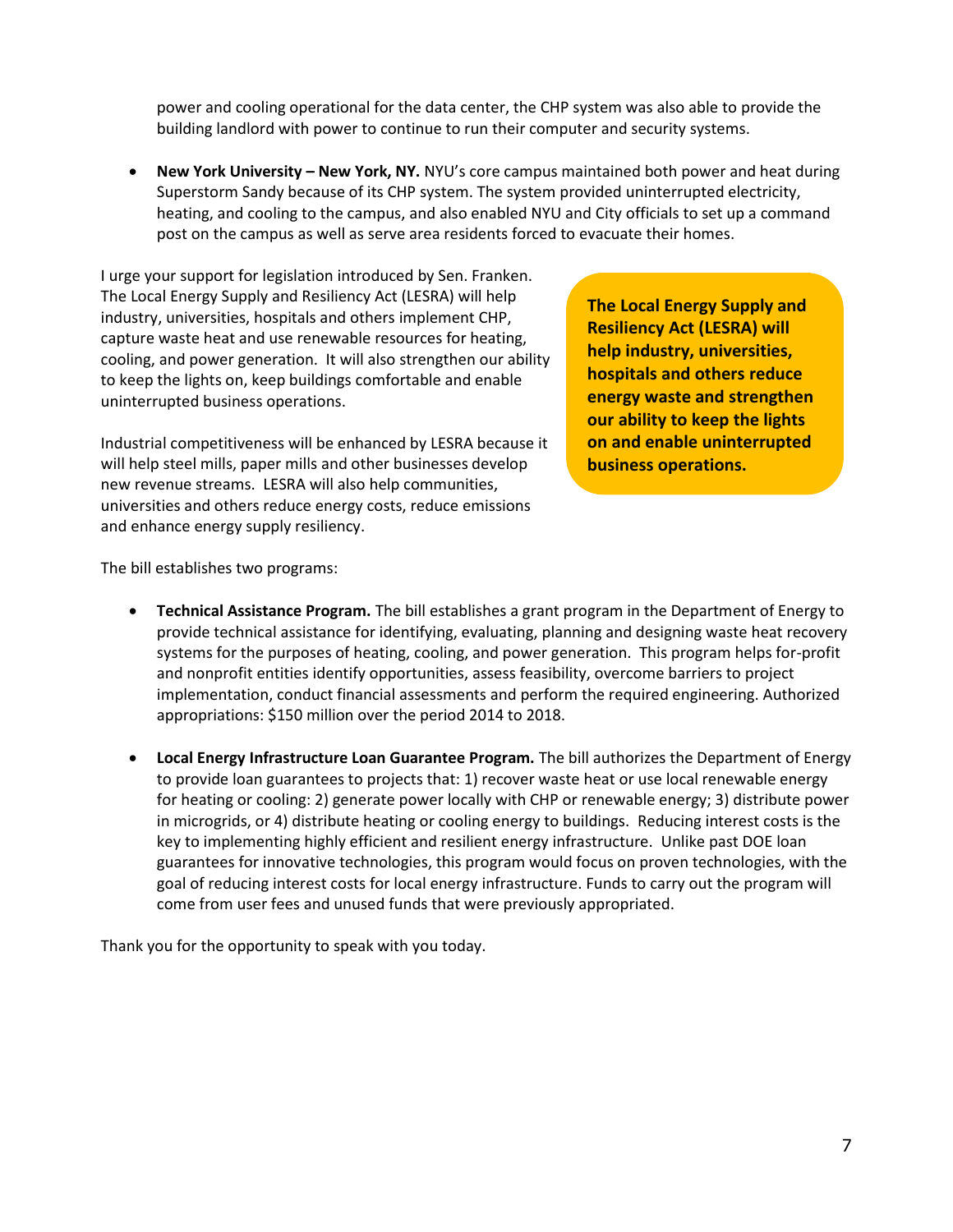power and cooling operational for the data center, the CHP system was also able to provide the building landlord with power to continue to run their computer and security systems.

- **New York University – New York, NY.** NYU's core campus maintained both power and heat during Superstorm Sandy because of its CHP system. The system provided uninterrupted electricity, heating, and cooling to the campus, and also enabled NYU and City officials to set up a command post on the campus as well as serve area residents forced to evacuate their homes.

I urge your support for legislation introduced by Sen. Franken. The Local Energy Supply and Resiliency Act (LESRA) will help industry, universities, hospitals and others implement CHP, capture waste heat and use renewable resources for heating, cooling, and power generation. It will also strengthen our ability to keep the lights on, keep buildings comfortable and enable uninterrupted business operations.

**The Local Energy Supply and Resiliency Act (LESRA) will help industry, universities, hospitals and others reduce energy waste and strengthen our ability to keep the lights on and enable uninterrupted business operations.**

Industrial competitiveness will be enhanced by LESRA because it will help steel mills, paper mills and other businesses develop new revenue streams. LESRA will also help communities, universities and others reduce energy costs, reduce emissions and enhance energy supply resiliency.

The bill establishes two programs:

- **Technical Assistance Program.** The bill establishes a grant program in the Department of Energy to provide technical assistance for identifying, evaluating, planning and designing waste heat recovery systems for the purposes of heating, cooling, and power generation. This program helps for-profit and nonprofit entities identify opportunities, assess feasibility, overcome barriers to project implementation, conduct financial assessments and perform the required engineering. Authorized appropriations: $150 million over the period 2014 to 2018.

- **Local Energy Infrastructure Loan Guarantee Program.** The bill authorizes the Department of Energy to provide loan guarantees to projects that: 1) recover waste heat or use local renewable energy for heating or cooling: 2) generate power locally with CHP or renewable energy; 3) distribute power in microgrids, or 4) distribute heating or cooling energy to buildings. Reducing interest costs is the key to implementing highly efficient and resilient energy infrastructure. Unlike past DOE loan guarantees for innovative technologies, this program would focus on proven technologies, with the goal of reducing interest costs for local energy infrastructure. Funds to carry out the program will come from user fees and unused funds that were previously appropriated.

Thank you for the opportunity to speak with you today.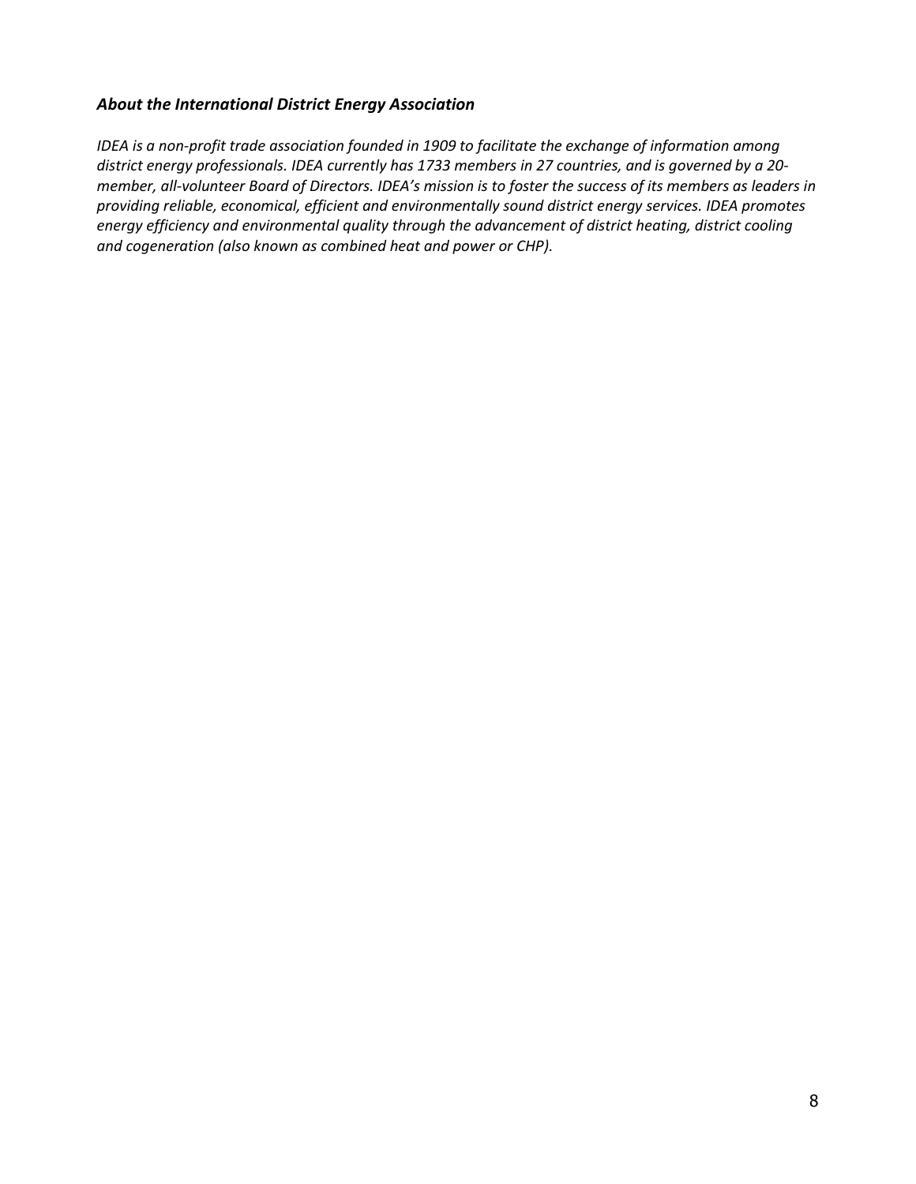### *About the International District Energy Association*

*IDEA is a non-profit trade association founded in 1909 to facilitate the exchange of information among district energy professionals. IDEA currently has 1733 members in 27 countries, and is governed by a 20-member, all-volunteer Board of Directors. IDEA's mission is to foster the success of its members as leaders in providing reliable, economical, efficient and environmentally sound district energy services. IDEA promotes energy efficiency and environmental quality through the advancement of district heating, district cooling and cogeneration (also known as combined heat and power or CHP).*